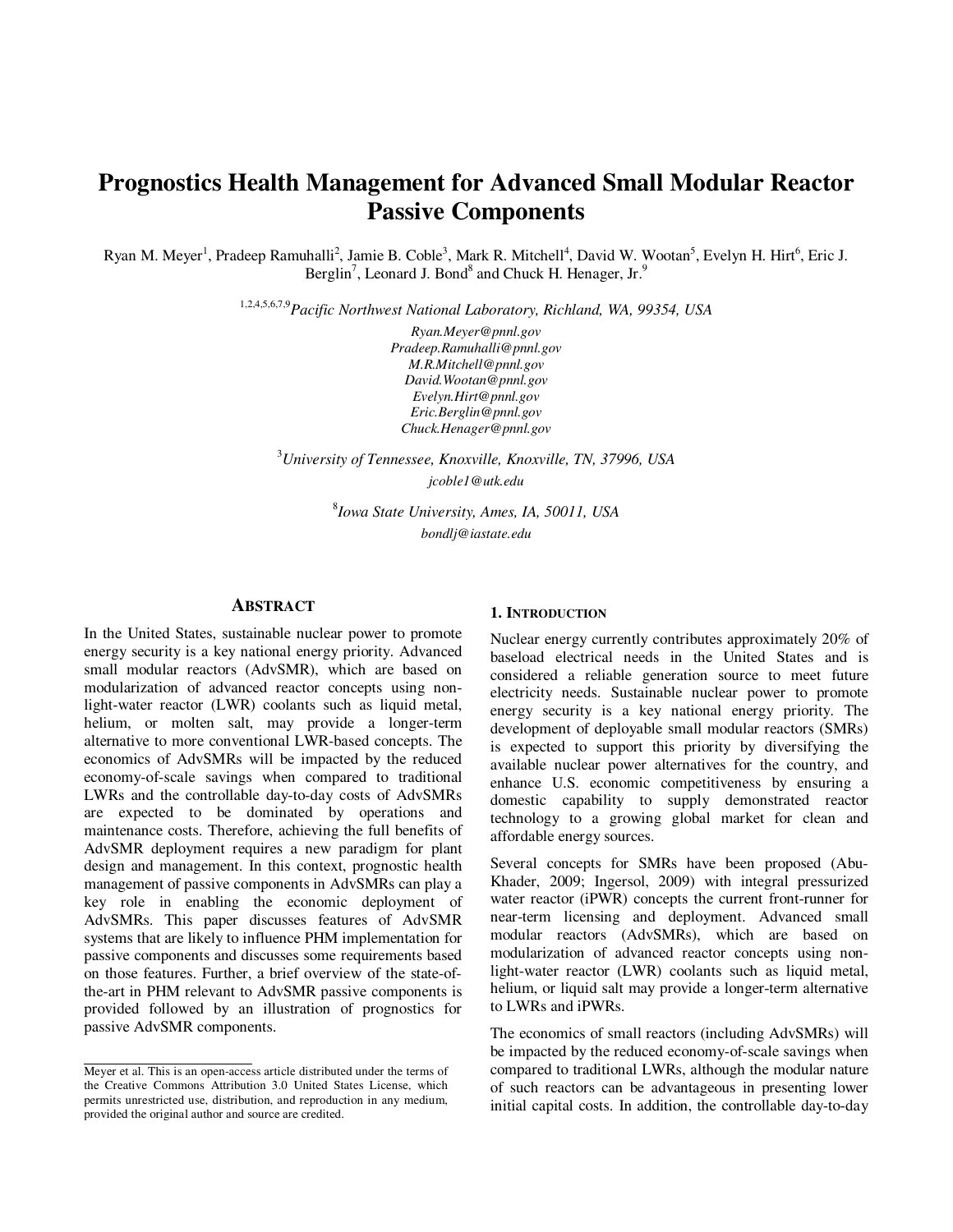# Prognostics Health Management for Advanced Small Modular Reactor Passive Components

Ryan M. Meyer[1], Pradeep Ramuhalli[2], Jamie B. Coble[3], Mark R. Mitchell[4], David W. Wootan[5], Evelyn H. Hirt[6], Eric J. Berglin[7], Leonard J. Bond[8] and Chuck H. Henager, Jr.[9]

[1,2,4,5,6,7,9]*Pacific Northwest National Laboratory, Richland, WA, 99354, USA*

*Ryan.Meyer@pnnl.gov*
*Pradeep.Ramuhalli@pnnl.gov*
*M.R.Mitchell@pnnl.gov*
*David.Wootan@pnnl.gov*
*Evelyn.Hirt@pnnl.gov*
*Eric.Berglin@pnnl.gov*
*Chuck.Henager@pnnl.gov*

[3]*University of Tennessee, Knoxville, Knoxville, TN, 37996, USA*

*jcoble1@utk.edu*

[8]*Iowa State University, Ames, IA, 50011, USA*

*bondlj@iastate.edu*

## Abstract

In the United States, sustainable nuclear power to promote energy security is a key national energy priority. Advanced small modular reactors (AdvSMR), which are based on modularization of advanced reactor concepts using non-light-water reactor (LWR) coolants such as liquid metal, helium, or molten salt, may provide a longer-term alternative to more conventional LWR-based concepts. The economics of AdvSMRs will be impacted by the reduced economy-of-scale savings when compared to traditional LWRs and the controllable day-to-day costs of AdvSMRs are expected to be dominated by operations and maintenance costs. Therefore, achieving the full benefits of AdvSMR deployment requires a new paradigm for plant design and management. In this context, prognostic health management of passive components in AdvSMRs can play a key role in enabling the economic deployment of AdvSMRs. This paper discusses features of AdvSMR systems that are likely to influence PHM implementation for passive components and discusses some requirements based on those features. Further, a brief overview of the state-of-the-art in PHM relevant to AdvSMR passive components is provided followed by an illustration of prognostics for passive AdvSMR components.

Meyer et al. This is an open-access article distributed under the terms of the Creative Commons Attribution 3.0 United States License, which permits unrestricted use, distribution, and reproduction in any medium, provided the original author and source are credited.

## 1. Introduction

Nuclear energy currently contributes approximately 20% of baseload electrical needs in the United States and is considered a reliable generation source to meet future electricity needs. Sustainable nuclear power to promote energy security is a key national energy priority. The development of deployable small modular reactors (SMRs) is expected to support this priority by diversifying the available nuclear power alternatives for the country, and enhance U.S. economic competitiveness by ensuring a domestic capability to supply demonstrated reactor technology to a growing global market for clean and affordable energy sources.

Several concepts for SMRs have been proposed (Abu-Khader, 2009; Ingersol, 2009) with integral pressurized water reactor (iPWR) concepts the current front-runner for near-term licensing and deployment. Advanced small modular reactors (AdvSMRs), which are based on modularization of advanced reactor concepts using non-light-water reactor (LWR) coolants such as liquid metal, helium, or liquid salt may provide a longer-term alternative to LWRs and iPWRs.

The economics of small reactors (including AdvSMRs) will be impacted by the reduced economy-of-scale savings when compared to traditional LWRs, although the modular nature of such reactors can be advantageous in presenting lower initial capital costs. In addition, the controllable day-to-day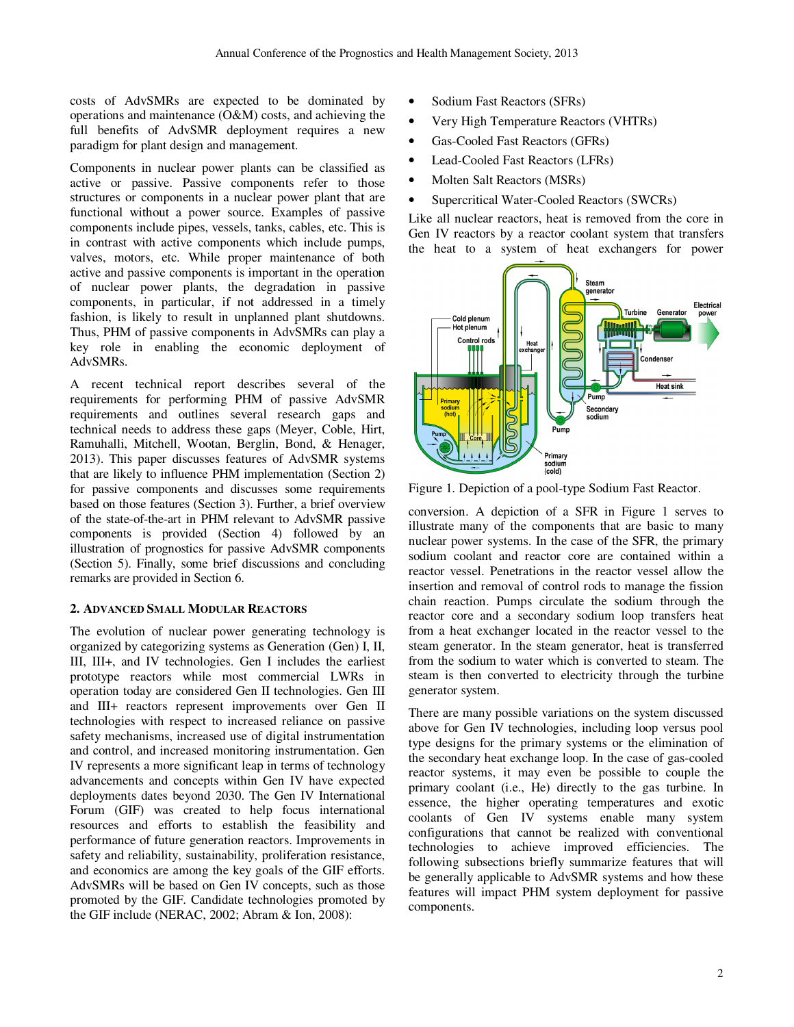costs of AdvSMRs are expected to be dominated by operations and maintenance (O&M) costs, and achieving the full benefits of AdvSMR deployment requires a new paradigm for plant design and management.

Components in nuclear power plants can be classified as active or passive. Passive components refer to those structures or components in a nuclear power plant that are functional without a power source. Examples of passive components include pipes, vessels, tanks, cables, etc. This is in contrast with active components which include pumps, valves, motors, etc. While proper maintenance of both active and passive components is important in the operation of nuclear power plants, the degradation in passive components, in particular, if not addressed in a timely fashion, is likely to result in unplanned plant shutdowns. Thus, PHM of passive components in AdvSMRs can play a key role in enabling the economic deployment of AdvSMRs.

A recent technical report describes several of the requirements for performing PHM of passive AdvSMR requirements and outlines several research gaps and technical needs to address these gaps (Meyer, Coble, Hirt, Ramuhalli, Mitchell, Wootan, Berglin, Bond, & Henager, 2013). This paper discusses features of AdvSMR systems that are likely to influence PHM implementation (Section 2) for passive components and discusses some requirements based on those features (Section 3). Further, a brief overview of the state-of-the-art in PHM relevant to AdvSMR passive components is provided (Section 4) followed by an illustration of prognostics for passive AdvSMR components (Section 5). Finally, some brief discussions and concluding remarks are provided in Section 6.

## 2. Advanced Small Modular Reactors

The evolution of nuclear power generating technology is organized by categorizing systems as Generation (Gen) I, II, III, III+, and IV technologies. Gen I includes the earliest prototype reactors while most commercial LWRs in operation today are considered Gen II technologies. Gen III and III+ reactors represent improvements over Gen II technologies with respect to increased reliance on passive safety mechanisms, increased use of digital instrumentation and control, and increased monitoring instrumentation. Gen IV represents a more significant leap in terms of technology advancements and concepts within Gen IV have expected deployments dates beyond 2030. The Gen IV International Forum (GIF) was created to help focus international resources and efforts to establish the feasibility and performance of future generation reactors. Improvements in safety and reliability, sustainability, proliferation resistance, and economics are among the key goals of the GIF efforts. AdvSMRs will be based on Gen IV concepts, such as those promoted by the GIF. Candidate technologies promoted by the GIF include (NERAC, 2002; Abram & Ion, 2008):

- Sodium Fast Reactors (SFRs)
- Very High Temperature Reactors (VHTRs)
- Gas-Cooled Fast Reactors (GFRs)
- Lead-Cooled Fast Reactors (LFRs)
- Molten Salt Reactors (MSRs)
- Supercritical Water-Cooled Reactors (SWCRs)

Like all nuclear reactors, heat is removed from the core in Gen IV reactors by a reactor coolant system that transfers the heat to a system of heat exchangers for power conversion. A depiction of a SFR in Figure 1 serves to illustrate many of the components that are basic to many nuclear power systems. In the case of the SFR, the primary sodium coolant and reactor core are contained within a reactor vessel. Penetrations in the reactor vessel allow the insertion and removal of control rods to manage the fission chain reaction. Pumps circulate the sodium through the reactor core and a secondary sodium loop transfers heat from a heat exchanger located in the reactor vessel to the steam generator. In the steam generator, heat is transferred from the sodium to water which is converted to steam. The steam is then converted to electricity through the turbine generator system.

Figure 1. Depiction of a pool-type Sodium Fast Reactor.

There are many possible variations on the system discussed above for Gen IV technologies, including loop versus pool type designs for the primary systems or the elimination of the secondary heat exchange loop. In the case of gas-cooled reactor systems, it may even be possible to couple the primary coolant (i.e., He) directly to the gas turbine. In essence, the higher operating temperatures and exotic coolants of Gen IV systems enable many system configurations that cannot be realized with conventional technologies to achieve improved efficiencies. The following subsections briefly summarize features that will be generally applicable to AdvSMR systems and how these features will impact PHM system deployment for passive components.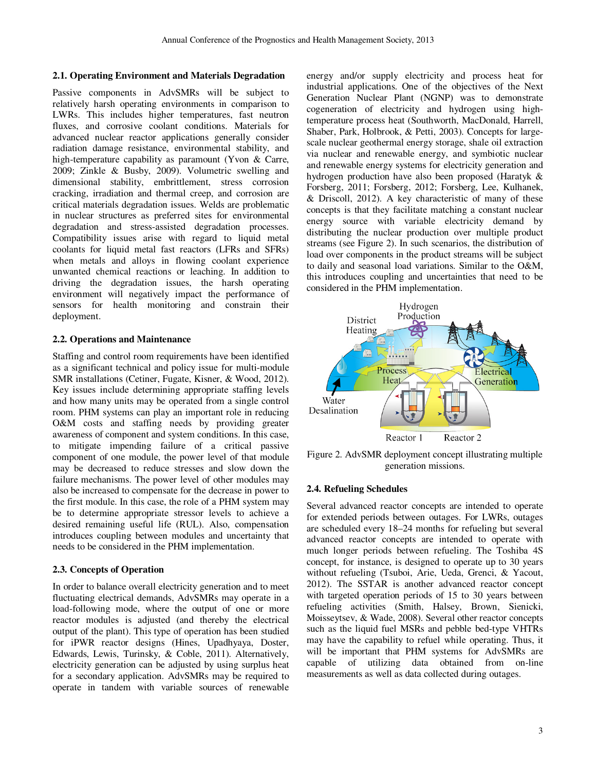### 2.1. Operating Environment and Materials Degradation

Passive components in AdvSMRs will be subject to relatively harsh operating environments in comparison to LWRs. This includes higher temperatures, fast neutron fluxes, and corrosive coolant conditions. Materials for advanced nuclear reactor applications generally consider radiation damage resistance, environmental stability, and high-temperature capability as paramount (Yvon & Carre, 2009; Zinkle & Busby, 2009). Volumetric swelling and dimensional stability, embrittlement, stress corrosion cracking, irradiation and thermal creep, and corrosion are critical materials degradation issues. Welds are problematic in nuclear structures as preferred sites for environmental degradation and stress-assisted degradation processes. Compatibility issues arise with regard to liquid metal coolants for liquid metal fast reactors (LFRs and SFRs) when metals and alloys in flowing coolant experience unwanted chemical reactions or leaching. In addition to driving the degradation issues, the harsh operating environment will negatively impact the performance of sensors for health monitoring and constrain their deployment.

### 2.2. Operations and Maintenance

Staffing and control room requirements have been identified as a significant technical and policy issue for multi-module SMR installations (Cetiner, Fugate, Kisner, & Wood, 2012). Key issues include determining appropriate staffing levels and how many units may be operated from a single control room. PHM systems can play an important role in reducing O&M costs and staffing needs by providing greater awareness of component and system conditions. In this case, to mitigate impending failure of a critical passive component of one module, the power level of that module may be decreased to reduce stresses and slow down the failure mechanisms. The power level of other modules may also be increased to compensate for the decrease in power to the first module. In this case, the role of a PHM system may be to determine appropriate stressor levels to achieve a desired remaining useful life (RUL). Also, compensation introduces coupling between modules and uncertainty that needs to be considered in the PHM implementation.

### 2.3. Concepts of Operation

In order to balance overall electricity generation and to meet fluctuating electrical demands, AdvSMRs may operate in a load-following mode, where the output of one or more reactor modules is adjusted (and thereby the electrical output of the plant). This type of operation has been studied for iPWR reactor designs (Hines, Upadhyaya, Doster, Edwards, Lewis, Turinsky, & Coble, 2011). Alternatively, electricity generation can be adjusted by using surplus heat for a secondary application. AdvSMRs may be required to operate in tandem with variable sources of renewable energy and/or supply electricity and process heat for industrial applications. One of the objectives of the Next Generation Nuclear Plant (NGNP) was to demonstrate cogeneration of electricity and hydrogen using high-temperature process heat (Southworth, MacDonald, Harrell, Shaber, Park, Holbrook, & Petti, 2003). Concepts for large-scale nuclear geothermal energy storage, shale oil extraction via nuclear and renewable energy, and symbiotic nuclear and renewable energy systems for electricity generation and hydrogen production have also been proposed (Haratyk & Forsberg, 2011; Forsberg, 2012; Forsberg, Lee, Kulhanek, & Driscoll, 2012). A key characteristic of many of these concepts is that they facilitate matching a constant nuclear energy source with variable electricity demand by distributing the nuclear production over multiple product streams (see Figure 2). In such scenarios, the distribution of load over components in the product streams will be subject to daily and seasonal load variations. Similar to the O&M, this introduces coupling and uncertainties that need to be considered in the PHM implementation.

Figure 2. AdvSMR deployment concept illustrating multiple generation missions.

### 2.4. Refueling Schedules

Several advanced reactor concepts are intended to operate for extended periods between outages. For LWRs, outages are scheduled every 18–24 months for refueling but several advanced reactor concepts are intended to operate with much longer periods between refueling. The Toshiba 4S concept, for instance, is designed to operate up to 30 years without refueling (Tsuboi, Arie, Ueda, Grenci, & Yacout, 2012). The SSTAR is another advanced reactor concept with targeted operation periods of 15 to 30 years between refueling activities (Smith, Halsey, Brown, Sienicki, Moisseytsev, & Wade, 2008). Several other reactor concepts such as the liquid fuel MSRs and pebble bed-type VHTRs may have the capability to refuel while operating. Thus, it will be important that PHM systems for AdvSMRs are capable of utilizing data obtained from on-line measurements as well as data collected during outages.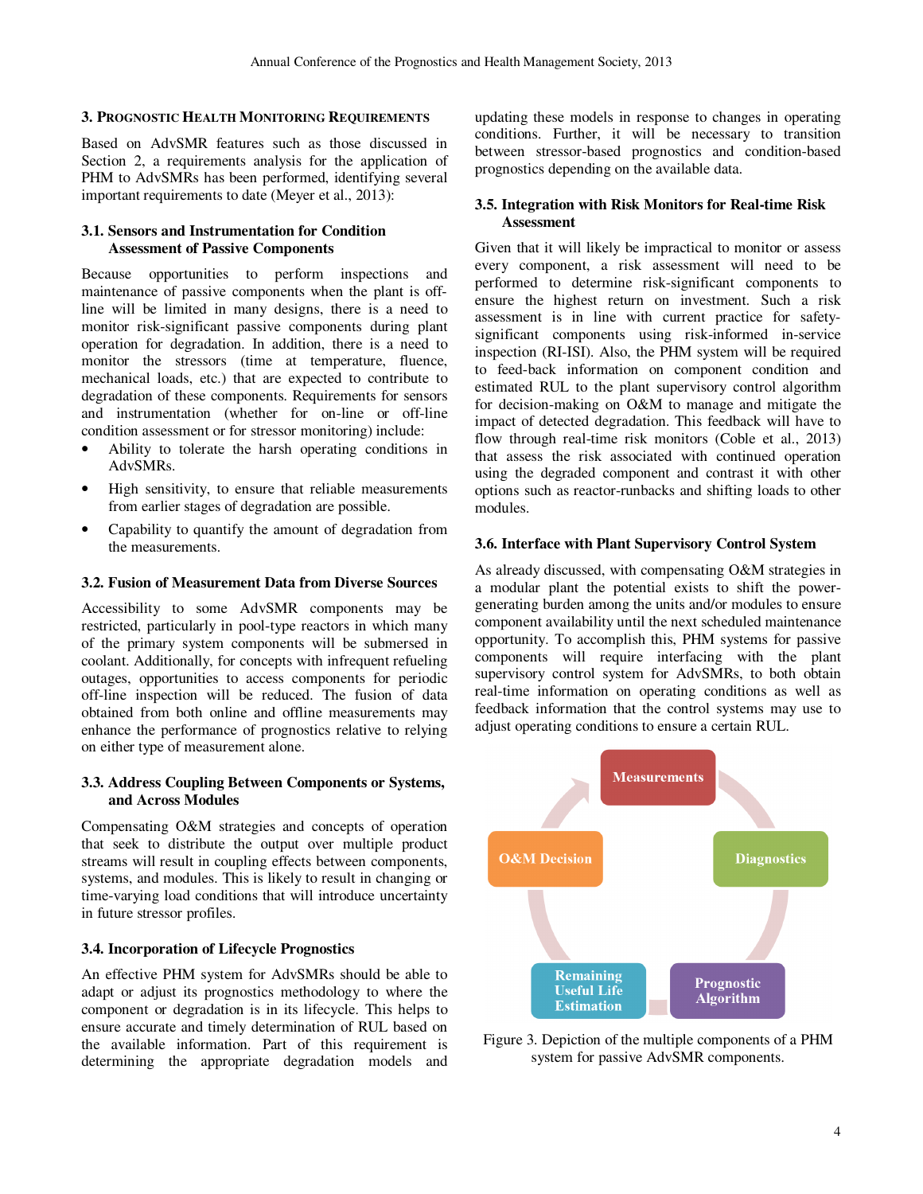## 3. PROGNOSTIC HEALTH MONITORING REQUIREMENTS

Based on AdvSMR features such as those discussed in Section 2, a requirements analysis for the application of PHM to AdvSMRs has been performed, identifying several important requirements to date (Meyer et al., 2013):

### 3.1. Sensors and Instrumentation for Condition Assessment of Passive Components

Because opportunities to perform inspections and maintenance of passive components when the plant is off-line will be limited in many designs, there is a need to monitor risk-significant passive components during plant operation for degradation. In addition, there is a need to monitor the stressors (time at temperature, fluence, mechanical loads, etc.) that are expected to contribute to degradation of these components. Requirements for sensors and instrumentation (whether for on-line or off-line condition assessment or for stressor monitoring) include:

- Ability to tolerate the harsh operating conditions in AdvSMRs.
- High sensitivity, to ensure that reliable measurements from earlier stages of degradation are possible.
- Capability to quantify the amount of degradation from the measurements.

### 3.2. Fusion of Measurement Data from Diverse Sources

Accessibility to some AdvSMR components may be restricted, particularly in pool-type reactors in which many of the primary system components will be submersed in coolant. Additionally, for concepts with infrequent refueling outages, opportunities to access components for periodic off-line inspection will be reduced. The fusion of data obtained from both online and offline measurements may enhance the performance of prognostics relative to relying on either type of measurement alone.

### 3.3. Address Coupling Between Components or Systems, and Across Modules

Compensating O&M strategies and concepts of operation that seek to distribute the output over multiple product streams will result in coupling effects between components, systems, and modules. This is likely to result in changing or time-varying load conditions that will introduce uncertainty in future stressor profiles.

### 3.4. Incorporation of Lifecycle Prognostics

An effective PHM system for AdvSMRs should be able to adapt or adjust its prognostics methodology to where the component or degradation is in its lifecycle. This helps to ensure accurate and timely determination of RUL based on the available information. Part of this requirement is determining the appropriate degradation models and updating these models in response to changes in operating conditions. Further, it will be necessary to transition between stressor-based prognostics and condition-based prognostics depending on the available data.

### 3.5. Integration with Risk Monitors for Real-time Risk Assessment

Given that it will likely be impractical to monitor or assess every component, a risk assessment will need to be performed to determine risk-significant components to ensure the highest return on investment. Such a risk assessment is in line with current practice for safety-significant components using risk-informed in-service inspection (RI-ISI). Also, the PHM system will be required to feed-back information on component condition and estimated RUL to the plant supervisory control algorithm for decision-making on O&M to manage and mitigate the impact of detected degradation. This feedback will have to flow through real-time risk monitors (Coble et al., 2013) that assess the risk associated with continued operation using the degraded component and contrast it with other options such as reactor-runbacks and shifting loads to other modules.

### 3.6. Interface with Plant Supervisory Control System

As already discussed, with compensating O&M strategies in a modular plant the potential exists to shift the power-generating burden among the units and/or modules to ensure component availability until the next scheduled maintenance opportunity. To accomplish this, PHM systems for passive components will require interfacing with the plant supervisory control system for AdvSMRs, to both obtain real-time information on operating conditions as well as feedback information that the control systems may use to adjust operating conditions to ensure a certain RUL.

Measurements → Diagnostics → Prognostic Algorithm → Remaining Useful Life Estimation → O&M Decision

Figure 3. Depiction of the multiple components of a PHM system for passive AdvSMR components.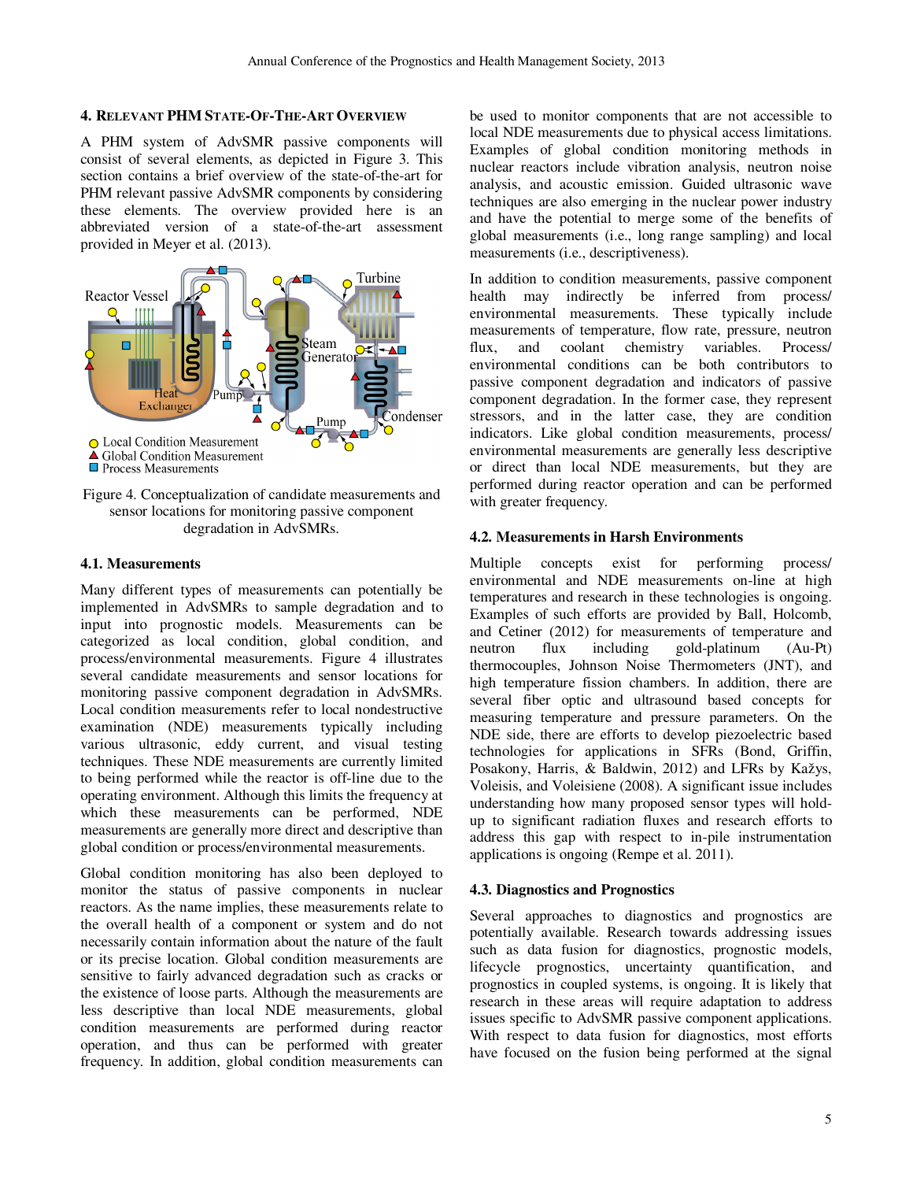## 4. Relevant PHM State-Of-The-Art Overview

A PHM system of AdvSMR passive components will consist of several elements, as depicted in Figure 3. This section contains a brief overview of the state-of-the-art for PHM relevant passive AdvSMR components by considering these elements. The overview provided here is an abbreviated version of a state-of-the-art assessment provided in Meyer et al. (2013).

Figure 4. Conceptualization of candidate measurements and sensor locations for monitoring passive component degradation in AdvSMRs.

### 4.1. Measurements

Many different types of measurements can potentially be implemented in AdvSMRs to sample degradation and to input into prognostic models. Measurements can be categorized as local condition, global condition, and process/environmental measurements. Figure 4 illustrates several candidate measurements and sensor locations for monitoring passive component degradation in AdvSMRs. Local condition measurements refer to local nondestructive examination (NDE) measurements typically including various ultrasonic, eddy current, and visual testing techniques. These NDE measurements are currently limited to being performed while the reactor is off-line due to the operating environment. Although this limits the frequency at which these measurements can be performed, NDE measurements are generally more direct and descriptive than global condition or process/environmental measurements.

Global condition monitoring has also been deployed to monitor the status of passive components in nuclear reactors. As the name implies, these measurements relate to the overall health of a component or system and do not necessarily contain information about the nature of the fault or its precise location. Global condition measurements are sensitive to fairly advanced degradation such as cracks or the existence of loose parts. Although the measurements are less descriptive than local NDE measurements, global condition measurements are performed during reactor operation, and thus can be performed with greater frequency. In addition, global condition measurements can be used to monitor components that are not accessible to local NDE measurements due to physical access limitations. Examples of global condition monitoring methods in nuclear reactors include vibration analysis, neutron noise analysis, and acoustic emission. Guided ultrasonic wave techniques are also emerging in the nuclear power industry and have the potential to merge some of the benefits of global measurements (i.e., long range sampling) and local measurements (i.e., descriptiveness).

In addition to condition measurements, passive component health may indirectly be inferred from process/environmental measurements. These typically include measurements of temperature, flow rate, pressure, neutron flux, and coolant chemistry variables. Process/environmental conditions can be both contributors to passive component degradation and indicators of passive component degradation. In the former case, they represent stressors, and in the latter case, they are condition indicators. Like global condition measurements, process/environmental measurements are generally less descriptive or direct than local NDE measurements, but they are performed during reactor operation and can be performed with greater frequency.

### 4.2. Measurements in Harsh Environments

Multiple concepts exist for performing process/environmental and NDE measurements on-line at high temperatures and research in these technologies is ongoing. Examples of such efforts are provided by Ball, Holcomb, and Cetiner (2012) for measurements of temperature and neutron flux including gold-platinum (Au-Pt) thermocouples, Johnson Noise Thermometers (JNT), and high temperature fission chambers. In addition, there are several fiber optic and ultrasound based concepts for measuring temperature and pressure parameters. On the NDE side, there are efforts to develop piezoelectric based technologies for applications in SFRs (Bond, Griffin, Posakony, Harris, & Baldwin, 2012) and LFRs by Kažys, Voleisis, and Voleisiene (2008). A significant issue includes understanding how many proposed sensor types will hold-up to significant radiation fluxes and research efforts to address this gap with respect to in-pile instrumentation applications is ongoing (Rempe et al. 2011).

### 4.3. Diagnostics and Prognostics

Several approaches to diagnostics and prognostics are potentially available. Research towards addressing issues such as data fusion for diagnostics, prognostic models, lifecycle prognostics, uncertainty quantification, and prognostics in coupled systems, is ongoing. It is likely that research in these areas will require adaptation to address issues specific to AdvSMR passive component applications. With respect to data fusion for diagnostics, most efforts have focused on the fusion being performed at the signal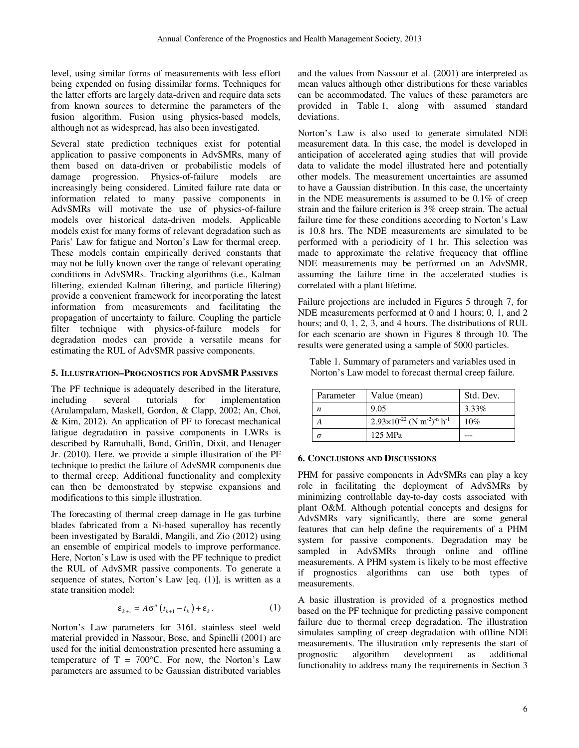level, using similar forms of measurements with less effort being expended on fusing dissimilar forms. Techniques for the latter efforts are largely data-driven and require data sets from known sources to determine the parameters of the fusion algorithm. Fusion using physics-based models, although not as widespread, has also been investigated.

Several state prediction techniques exist for potential application to passive components in AdvSMRs, many of them based on data-driven or probabilistic models of damage progression. Physics-of-failure models are increasingly being considered. Limited failure rate data or information related to many passive components in AdvSMRs will motivate the use of physics-of-failure models over historical data-driven models. Applicable models exist for many forms of relevant degradation such as Paris' Law for fatigue and Norton's Law for thermal creep. These models contain empirically derived constants that may not be fully known over the range of relevant operating conditions in AdvSMRs. Tracking algorithms (i.e., Kalman filtering, extended Kalman filtering, and particle filtering) provide a convenient framework for incorporating the latest information from measurements and facilitating the propagation of uncertainty to failure. Coupling the particle filter technique with physics-of-failure models for degradation modes can provide a versatile means for estimating the RUL of AdvSMR passive components.

## 5. Illustration–Prognostics for AdvSMR Passives

The PF technique is adequately described in the literature, including several tutorials for implementation (Arulampalam, Maskell, Gordon, & Clapp, 2002; An, Choi, & Kim, 2012). An application of PF to forecast mechanical fatigue degradation in passive components in LWRs is described by Ramuhalli, Bond, Griffin, Dixit, and Henager Jr. (2010). Here, we provide a simple illustration of the PF technique to predict the failure of AdvSMR components due to thermal creep. Additional functionality and complexity can then be demonstrated by stepwise expansions and modifications to this simple illustration.

The forecasting of thermal creep damage in He gas turbine blades fabricated from a Ni-based superalloy has recently been investigated by Baraldi, Mangili, and Zio (2012) using an ensemble of empirical models to improve performance. Here, Norton's Law is used with the PF technique to predict the RUL of AdvSMR passive components. To generate a sequence of states, Norton's Law [eq. (1)], is written as a state transition model:

$$\varepsilon_{k+1} = A\sigma^{n}\left(t_{k+1} - t_{k}\right) + \varepsilon_{k}. \qquad (1)$$

Norton's Law parameters for 316L stainless steel weld material provided in Nassour, Bose, and Spinelli (2001) are used for the initial demonstration presented here assuming a temperature of T = 700°C. For now, the Norton's Law parameters are assumed to be Gaussian distributed variables and the values from Nassour et al. (2001) are interpreted as mean values although other distributions for these variables can be accommodated. The values of these parameters are provided in Table 1, along with assumed standard deviations.

Norton's Law is also used to generate simulated NDE measurement data. In this case, the model is developed in anticipation of accelerated aging studies that will provide data to validate the model illustrated here and potentially other models. The measurement uncertainties are assumed to have a Gaussian distribution. In this case, the uncertainty in the NDE measurements is assumed to be 0.1% of creep strain and the failure criterion is 3% creep strain. The actual failure time for these conditions according to Norton's Law is 10.8 hrs. The NDE measurements are simulated to be performed with a periodicity of 1 hr. This selection was made to approximate the relative frequency that offline NDE measurements may be performed on an AdvSMR, assuming the failure time in the accelerated studies is correlated with a plant lifetime.

Failure projections are included in Figures 5 through 7, for NDE measurements performed at 0 and 1 hours; 0, 1, and 2 hours; and 0, 1, 2, 3, and 4 hours. The distributions of RUL for each scenario are shown in Figures 8 through 10. The results were generated using a sample of 5000 particles.

Table 1. Summary of parameters and variables used in Norton's Law model to forecast thermal creep failure.

| Parameter | Value (mean) | Std. Dev. |
| --- | --- | --- |
| $n$ | 9.05 | 3.33% |
| $A$ | $2.93\times10^{-22}$ (N m$^{-2}$)$^{-n}$ h$^{-1}$ | 10% |
| $\sigma$ | 125 MPa | --- |

## 6. Conclusions and Discussions

PHM for passive components in AdvSMRs can play a key role in facilitating the deployment of AdvSMRs by minimizing controllable day-to-day costs associated with plant O&M. Although potential concepts and designs for AdvSMRs vary significantly, there are some general features that can help define the requirements of a PHM system for passive components. Degradation may be sampled in AdvSMRs through online and offline measurements. A PHM system is likely to be most effective if prognostics algorithms can use both types of measurements.

A basic illustration is provided of a prognostics method based on the PF technique for predicting passive component failure due to thermal creep degradation. The illustration simulates sampling of creep degradation with offline NDE measurements. The illustration only represents the start of prognostic algorithm development as additional functionality to address many the requirements in Section 3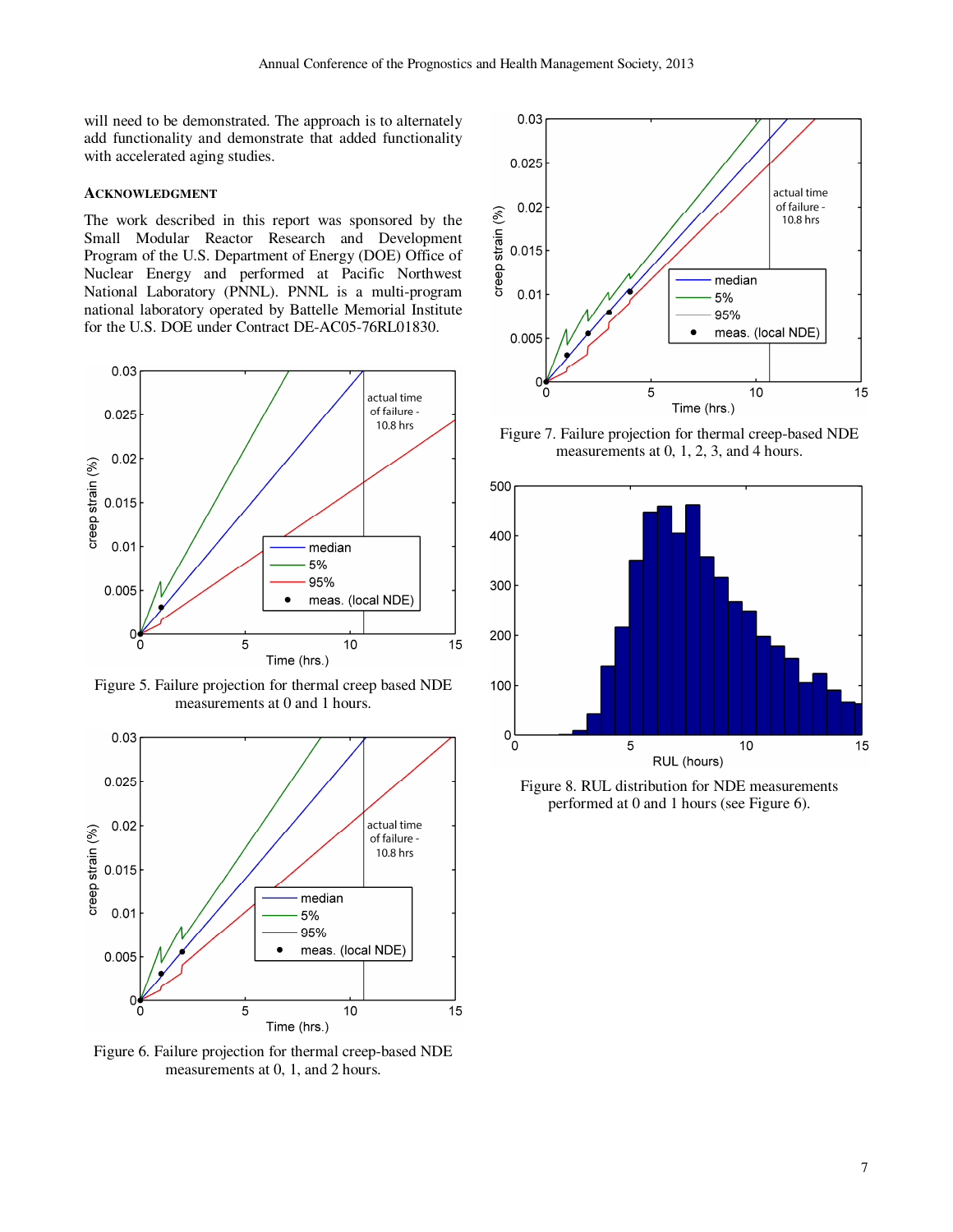will need to be demonstrated. The approach is to alternately add functionality and demonstrate that added functionality with accelerated aging studies.

## ACKNOWLEDGMENT

The work described in this report was sponsored by the Small Modular Reactor Research and Development Program of the U.S. Department of Energy (DOE) Office of Nuclear Energy and performed at Pacific Northwest National Laboratory (PNNL). PNNL is a multi-program national laboratory operated by Battelle Memorial Institute for the U.S. DOE under Contract DE-AC05-76RL01830.

Figure 5. Failure projection for thermal creep based NDE measurements at 0 and 1 hours.

Figure 6. Failure projection for thermal creep-based NDE measurements at 0, 1, and 2 hours.

Figure 7. Failure projection for thermal creep-based NDE measurements at 0, 1, 2, 3, and 4 hours.

Figure 8. RUL distribution for NDE measurements performed at 0 and 1 hours (see Figure 6).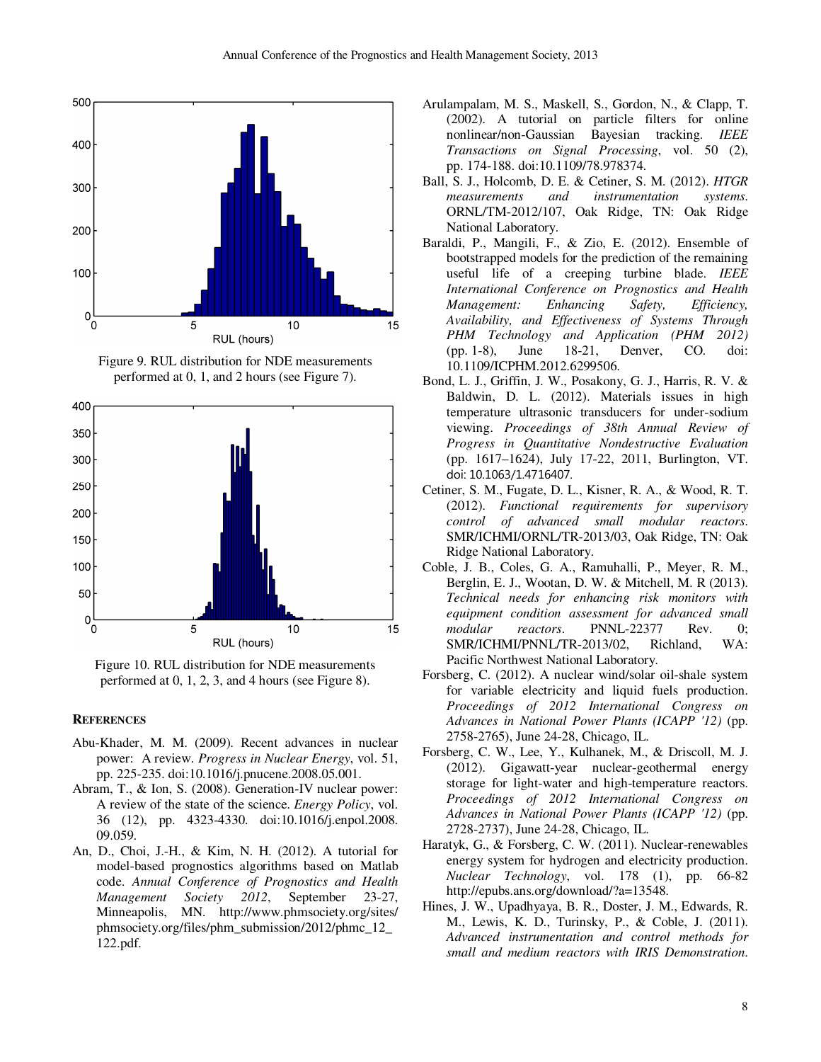Figure 9. RUL distribution for NDE measurements performed at 0, 1, and 2 hours (see Figure 7).

Figure 10. RUL distribution for NDE measurements performed at 0, 1, 2, 3, and 4 hours (see Figure 8).

## REFERENCES

Abu-Khader, M. M. (2009). Recent advances in nuclear power: A review. *Progress in Nuclear Energy*, vol. 51, pp. 225-235. doi:10.1016/j.pnucene.2008.05.001.

Abram, T., & Ion, S. (2008). Generation-IV nuclear power: A review of the state of the science. *Energy Policy*, vol. 36 (12), pp. 4323-4330. doi:10.1016/j.enpol.2008.09.059.

An, D., Choi, J.-H., & Kim, N. H. (2012). A tutorial for model-based prognostics algorithms based on Matlab code. *Annual Conference of Prognostics and Health Management Society 2012*, September 23-27, Minneapolis, MN. http://www.phmsociety.org/sites/phmsociety.org/files/phm_submission/2012/phmc_12_122.pdf.

Arulampalam, M. S., Maskell, S., Gordon, N., & Clapp, T. (2002). A tutorial on particle filters for online nonlinear/non-Gaussian Bayesian tracking. *IEEE Transactions on Signal Processing*, vol. 50 (2), pp. 174-188. doi:10.1109/78.978374.

Ball, S. J., Holcomb, D. E. & Cetiner, S. M. (2012). *HTGR measurements and instrumentation systems*. ORNL/TM-2012/107, Oak Ridge, TN: Oak Ridge National Laboratory.

Baraldi, P., Mangili, F., & Zio, E. (2012). Ensemble of bootstrapped models for the prediction of the remaining useful life of a creeping turbine blade. *IEEE International Conference on Prognostics and Health Management: Enhancing Safety, Efficiency, Availability, and Effectiveness of Systems Through PHM Technology and Application (PHM 2012)* (pp. 1-8), June 18-21, Denver, CO. doi: 10.1109/ICPHM.2012.6299506.

Bond, L. J., Griffin, J. W., Posakony, G. J., Harris, R. V. & Baldwin, D. L. (2012). Materials issues in high temperature ultrasonic transducers for under-sodium viewing. *Proceedings of 38th Annual Review of Progress in Quantitative Nondestructive Evaluation* (pp. 1617–1624), July 17-22, 2011, Burlington, VT. doi: 10.1063/1.4716407.

Cetiner, S. M., Fugate, D. L., Kisner, R. A., & Wood, R. T. (2012). *Functional requirements for supervisory control of advanced small modular reactors*. SMR/ICHMI/ORNL/TR-2013/03, Oak Ridge, TN: Oak Ridge National Laboratory.

Coble, J. B., Coles, G. A., Ramuhalli, P., Meyer, R. M., Berglin, E. J., Wootan, D. W. & Mitchell, M. R (2013). *Technical needs for enhancing risk monitors with equipment condition assessment for advanced small modular reactors*. PNNL-22377 Rev. 0; SMR/ICHMI/PNNL/TR-2013/02, Richland, WA: Pacific Northwest National Laboratory.

Forsberg, C. (2012). A nuclear wind/solar oil-shale system for variable electricity and liquid fuels production. *Proceedings of 2012 International Congress on Advances in National Power Plants (ICAPP '12)* (pp. 2758-2765), June 24-28, Chicago, IL.

Forsberg, C. W., Lee, Y., Kulhanek, M., & Driscoll, M. J. (2012). Gigawatt-year nuclear-geothermal energy storage for light-water and high-temperature reactors. *Proceedings of 2012 International Congress on Advances in National Power Plants (ICAPP '12)* (pp. 2728-2737), June 24-28, Chicago, IL.

Haratyk, G., & Forsberg, C. W. (2011). Nuclear-renewables energy system for hydrogen and electricity production. *Nuclear Technology*, vol. 178 (1), pp. 66-82 http://epubs.ans.org/download/?a=13548.

Hines, J. W., Upadhyaya, B. R., Doster, J. M., Edwards, R. M., Lewis, K. D., Turinsky, P., & Coble, J. (2011). *Advanced instrumentation and control methods for small and medium reactors with IRIS Demonstration*.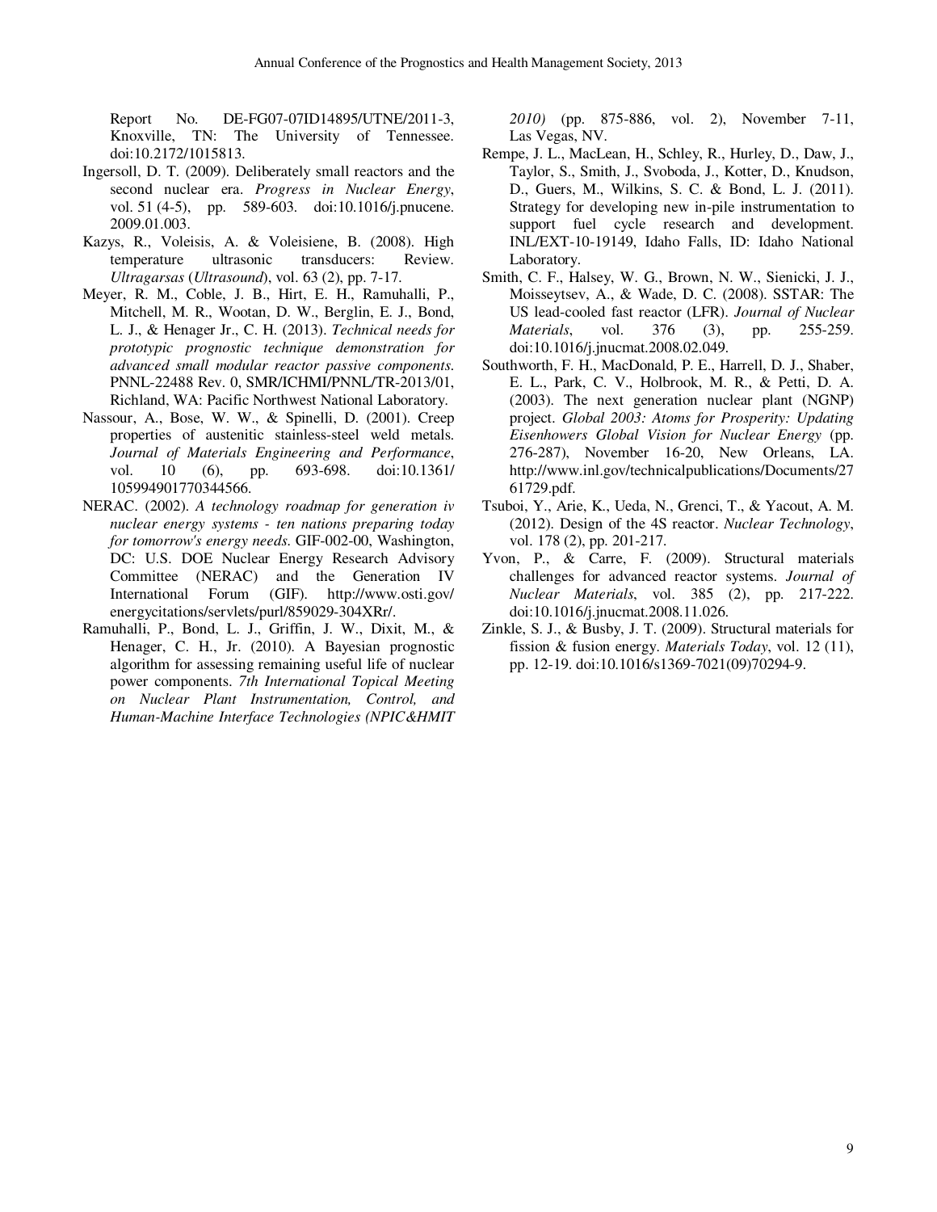Report No. DE-FG07-07ID14895/UTNE/2011-3, Knoxville, TN: The University of Tennessee. doi:10.2172/1015813.

Ingersoll, D. T. (2009). Deliberately small reactors and the second nuclear era. *Progress in Nuclear Energy*, vol. 51 (4-5), pp. 589-603. doi:10.1016/j.pnucene.2009.01.003.

Kazys, R., Voleisis, A. & Voleisiene, B. (2008). High temperature ultrasonic transducers: Review. *Ultragarsas* (*Ultrasound*), vol. 63 (2), pp. 7-17.

Meyer, R. M., Coble, J. B., Hirt, E. H., Ramuhalli, P., Mitchell, M. R., Wootan, D. W., Berglin, E. J., Bond, L. J., & Henager Jr., C. H. (2013). *Technical needs for prototypic prognostic technique demonstration for advanced small modular reactor passive components.* PNNL-22488 Rev. 0, SMR/ICHMI/PNNL/TR-2013/01, Richland, WA: Pacific Northwest National Laboratory.

Nassour, A., Bose, W. W., & Spinelli, D. (2001). Creep properties of austenitic stainless-steel weld metals. *Journal of Materials Engineering and Performance*, vol. 10 (6), pp. 693-698. doi:10.1361/105994901770344566.

NERAC. (2002). *A technology roadmap for generation iv nuclear energy systems - ten nations preparing today for tomorrow's energy needs.* GIF-002-00, Washington, DC: U.S. DOE Nuclear Energy Research Advisory Committee (NERAC) and the Generation IV International Forum (GIF). http://www.osti.gov/energycitations/servlets/purl/859029-304XRr/.

Ramuhalli, P., Bond, L. J., Griffin, J. W., Dixit, M., & Henager, C. H., Jr. (2010). A Bayesian prognostic algorithm for assessing remaining useful life of nuclear power components. *7th International Topical Meeting on Nuclear Plant Instrumentation, Control, and Human-Machine Interface Technologies (NPIC&HMIT 2010)* (pp. 875-886, vol. 2), November 7-11, Las Vegas, NV.

Rempe, J. L., MacLean, H., Schley, R., Hurley, D., Daw, J., Taylor, S., Smith, J., Svoboda, J., Kotter, D., Knudson, D., Guers, M., Wilkins, S. C. & Bond, L. J. (2011). Strategy for developing new in-pile instrumentation to support fuel cycle research and development. INL/EXT-10-19149, Idaho Falls, ID: Idaho National Laboratory.

Smith, C. F., Halsey, W. G., Brown, N. W., Sienicki, J. J., Moisseytsev, A., & Wade, D. C. (2008). SSTAR: The US lead-cooled fast reactor (LFR). *Journal of Nuclear Materials*, vol. 376 (3), pp. 255-259. doi:10.1016/j.jnucmat.2008.02.049.

Southworth, F. H., MacDonald, P. E., Harrell, D. J., Shaber, E. L., Park, C. V., Holbrook, M. R., & Petti, D. A. (2003). The next generation nuclear plant (NGNP) project. *Global 2003: Atoms for Prosperity: Updating Eisenhowers Global Vision for Nuclear Energy* (pp. 276-287), November 16-20, New Orleans, LA. http://www.inl.gov/technicalpublications/Documents/2761729.pdf.

Tsuboi, Y., Arie, K., Ueda, N., Grenci, T., & Yacout, A. M. (2012). Design of the 4S reactor. *Nuclear Technology*, vol. 178 (2), pp. 201-217.

Yvon, P., & Carre, F. (2009). Structural materials challenges for advanced reactor systems. *Journal of Nuclear Materials*, vol. 385 (2), pp. 217-222. doi:10.1016/j.jnucmat.2008.11.026.

Zinkle, S. J., & Busby, J. T. (2009). Structural materials for fission & fusion energy. *Materials Today*, vol. 12 (11), pp. 12-19. doi:10.1016/s1369-7021(09)70294-9.